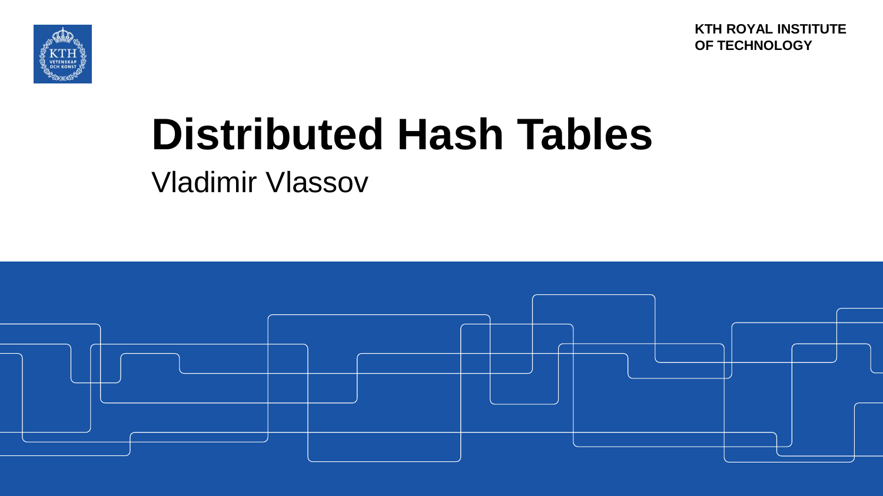KTH ROYAL INSTITUTE OF TECHNOLOGY

# Distributed Hash Tables

Vladimir Vlassov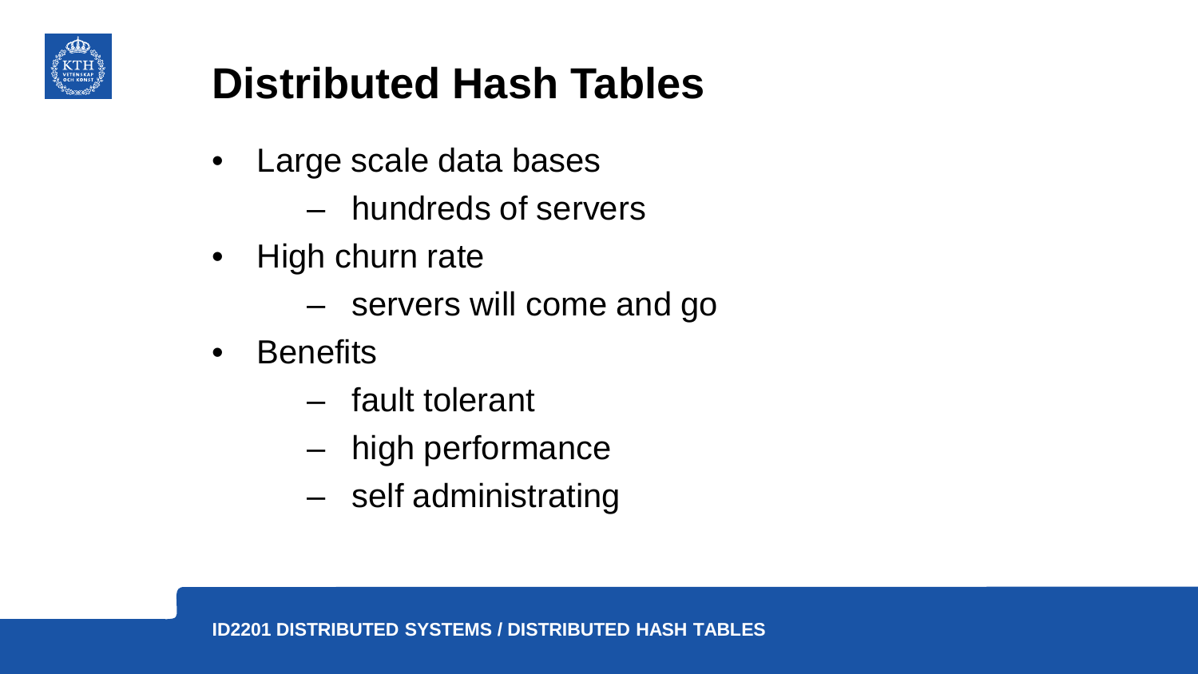# Distributed Hash Tables

- Large scale data bases
  - hundreds of servers
- High churn rate
  - servers will come and go
- Benefits
  - fault tolerant
  - high performance
  - self administrating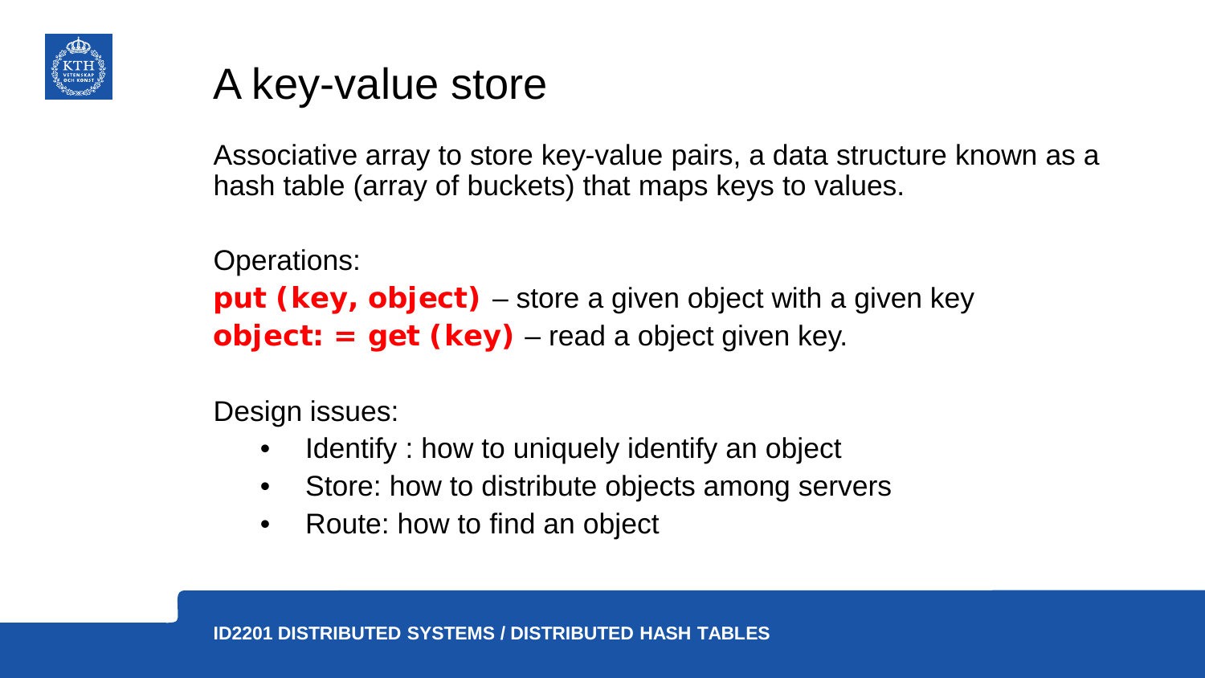# A key-value store

Associative array to store key-value pairs, a data structure known as a hash table (array of buckets) that maps keys to values.

Operations:

**put (key, object)** – store a given object with a given key
**object: = get (key)** – read a object given key.

Design issues:

- Identify : how to uniquely identify an object
- Store: how to distribute objects among servers
- Route: how to find an object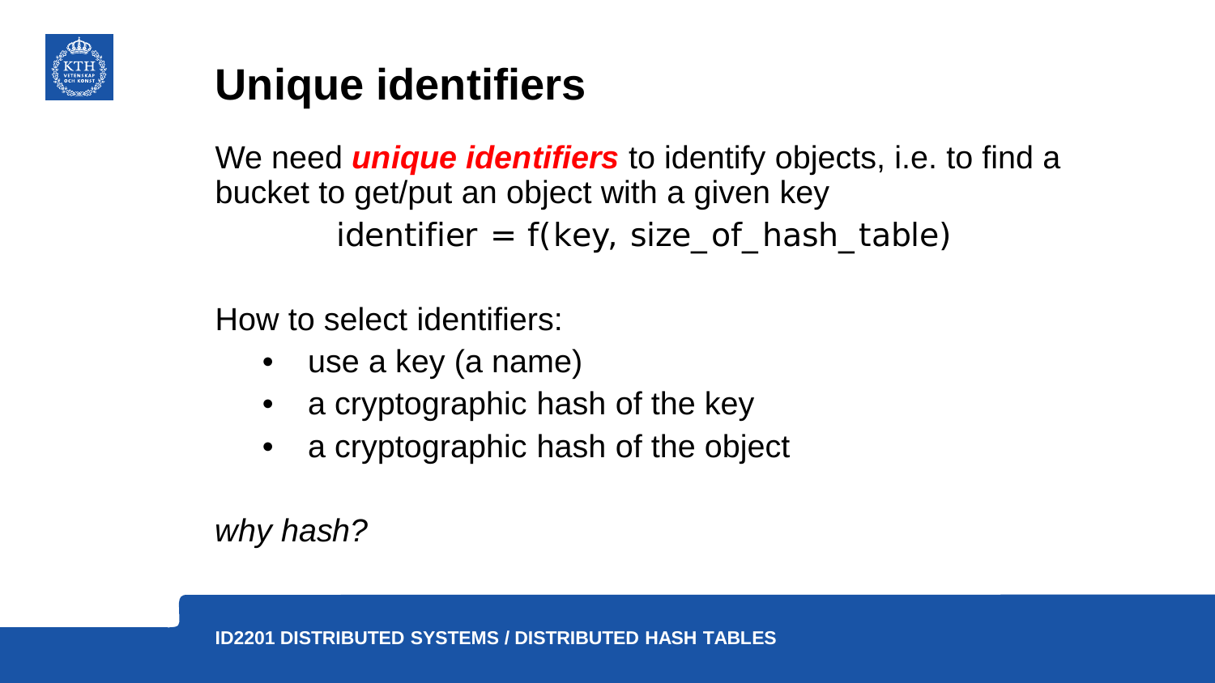# Unique identifiers

We need ***unique identifiers*** to identify objects, i.e. to find a bucket to get/put an object with a given key

$$identifier = f(key, size\_of\_hash\_table)$$

How to select identifiers:

- use a key (a name)
- a cryptographic hash of the key
- a cryptographic hash of the object

*why hash?*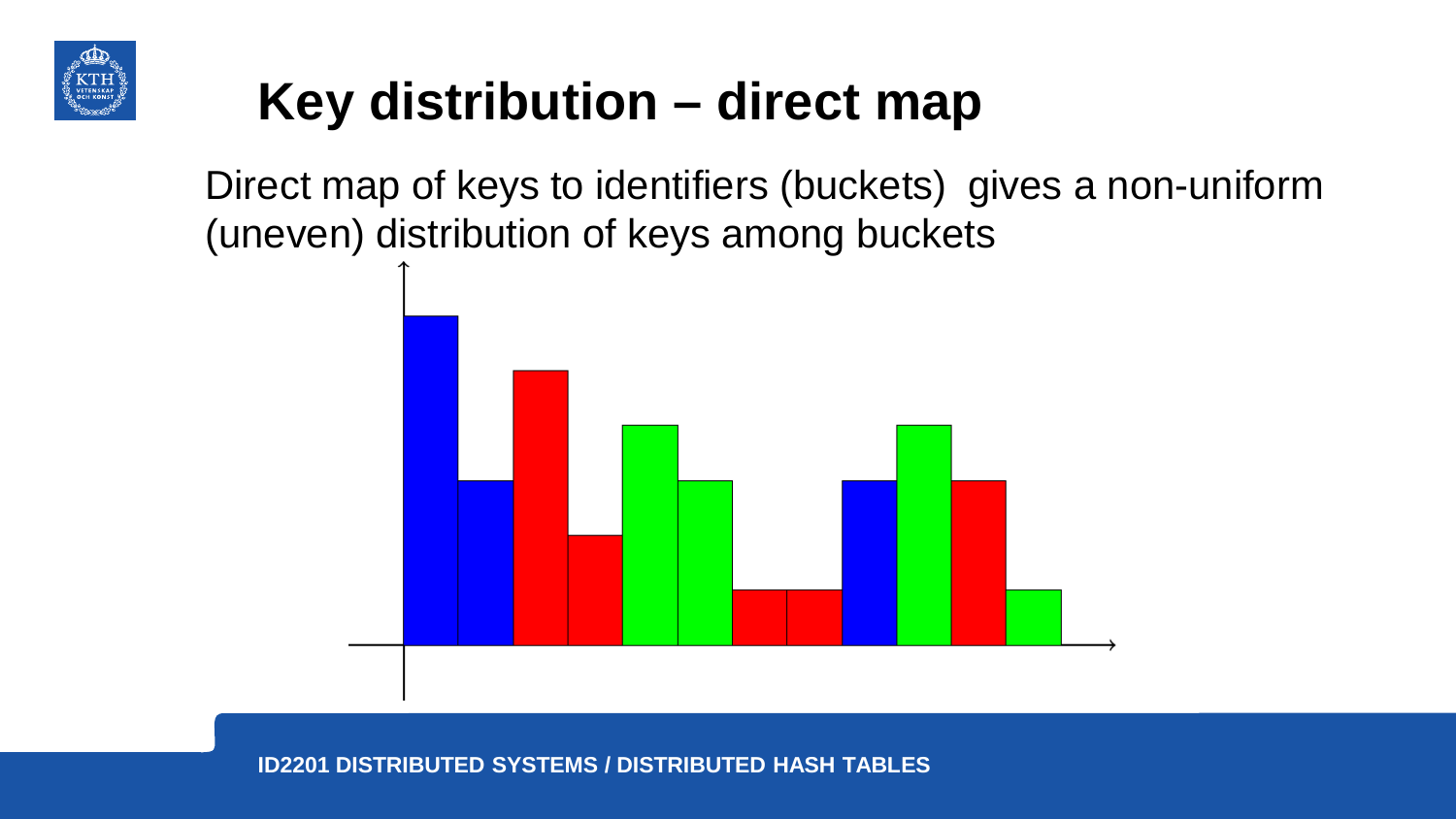# Key distribution – direct map

Direct map of keys to identifiers (buckets) gives a non-uniform (uneven) distribution of keys among buckets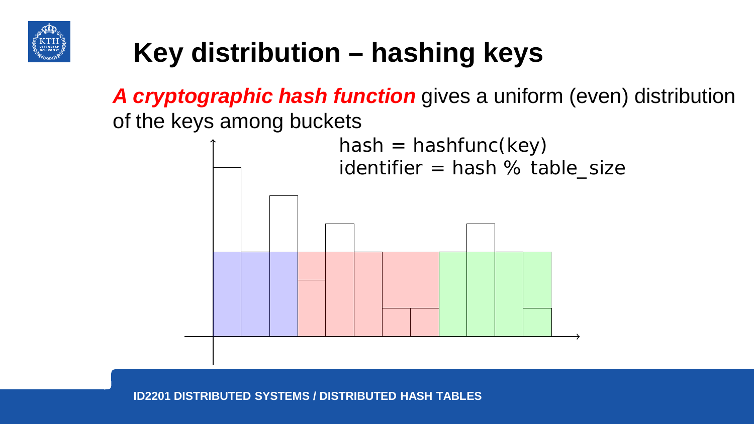# Key distribution – hashing keys

***A cryptographic hash function*** gives a uniform (even) distribution of the keys among buckets

```
hash = hashfunc(key)
identifier = hash % table_size
```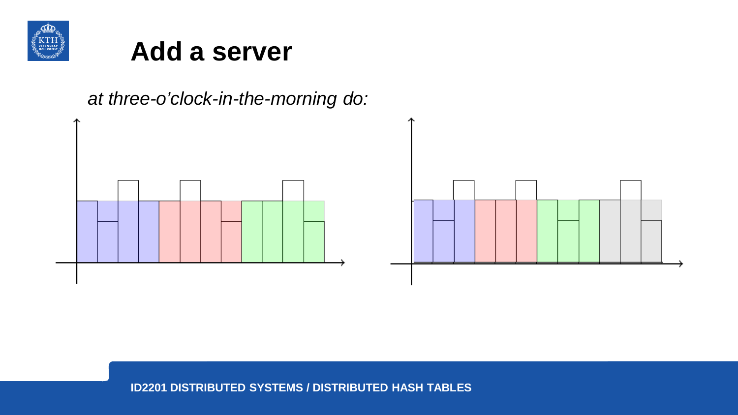# Add a server

*at three-o'clock-in-the-morning do:*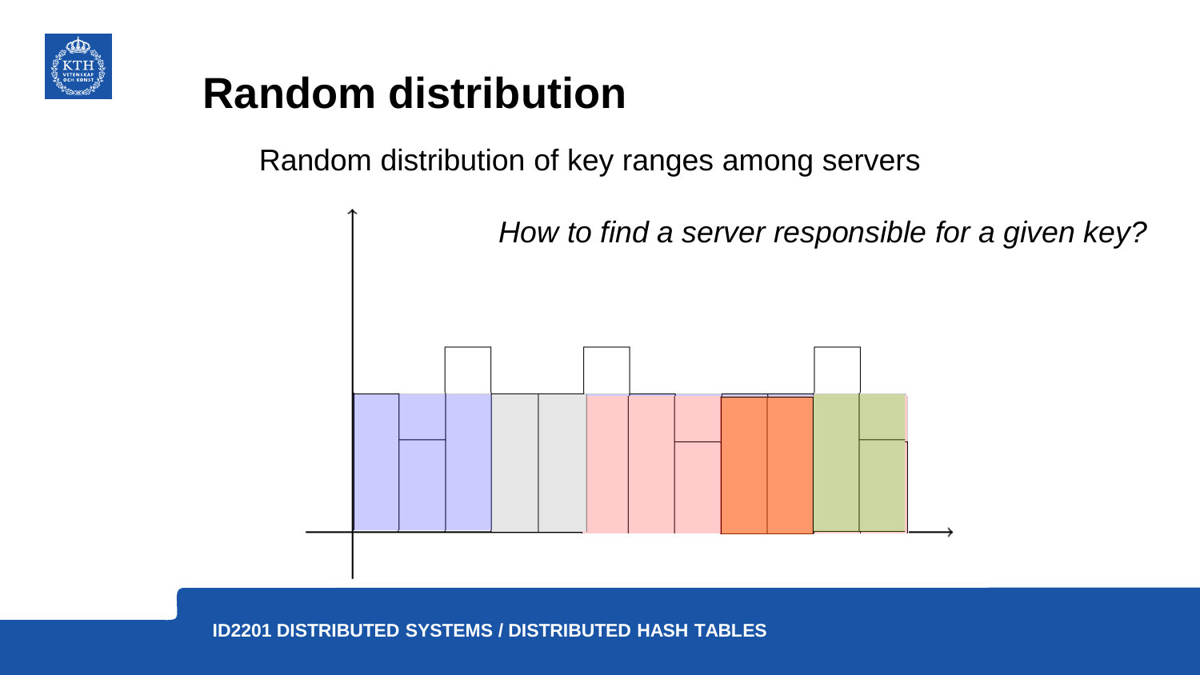# Random distribution

Random distribution of key ranges among servers

*How to find a server responsible for a given key?*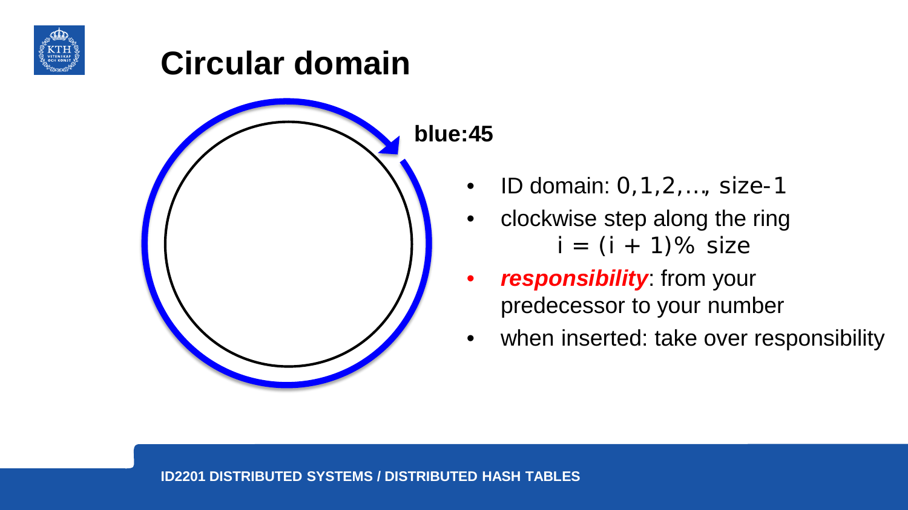# Circular domain

blue:45

- ID domain: 0,1,2,…, size-1
- clockwise step along the ring
  $i = (i + 1)\%\ size$
- ***responsibility***: from your predecessor to your number
- when inserted: take over responsibility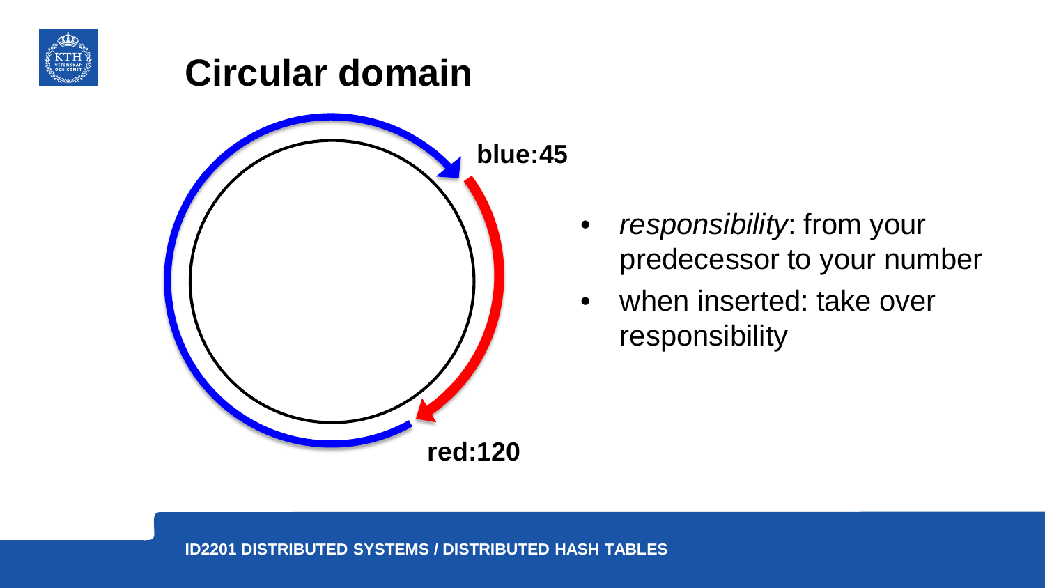# Circular domain

blue:45

red:120

- *responsibility*: from your predecessor to your number
- when inserted: take over responsibility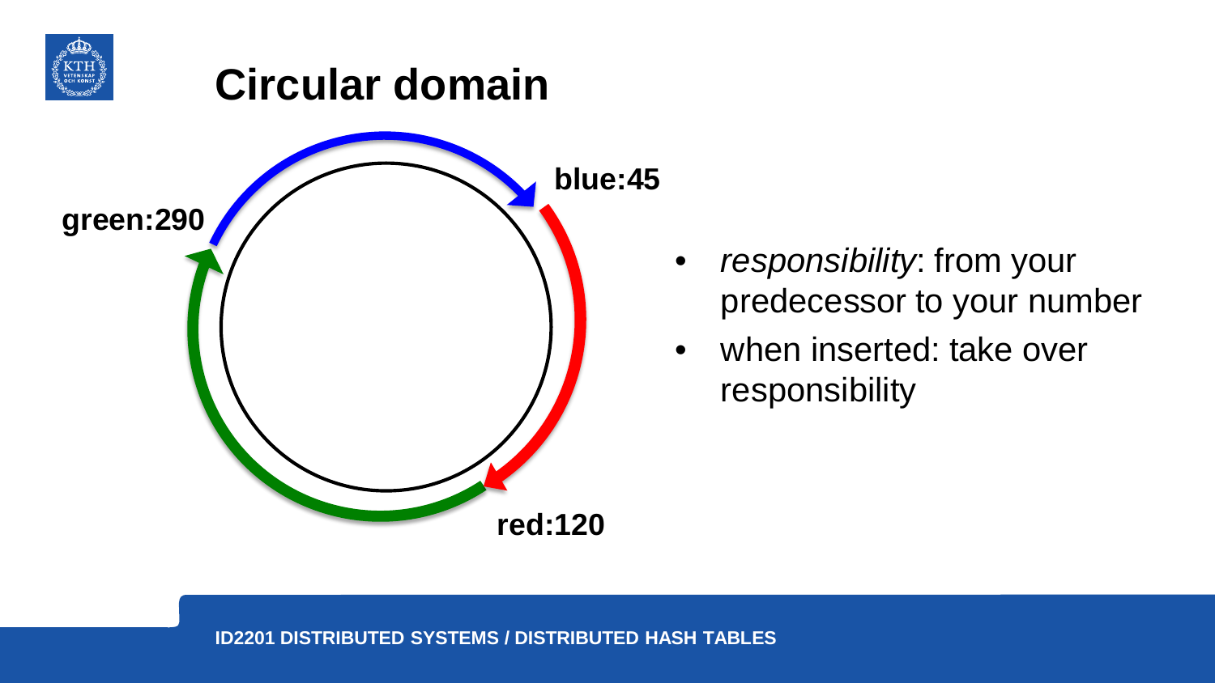# Circular domain

green:290

blue:45

red:120

- *responsibility*: from your predecessor to your number
- when inserted: take over responsibility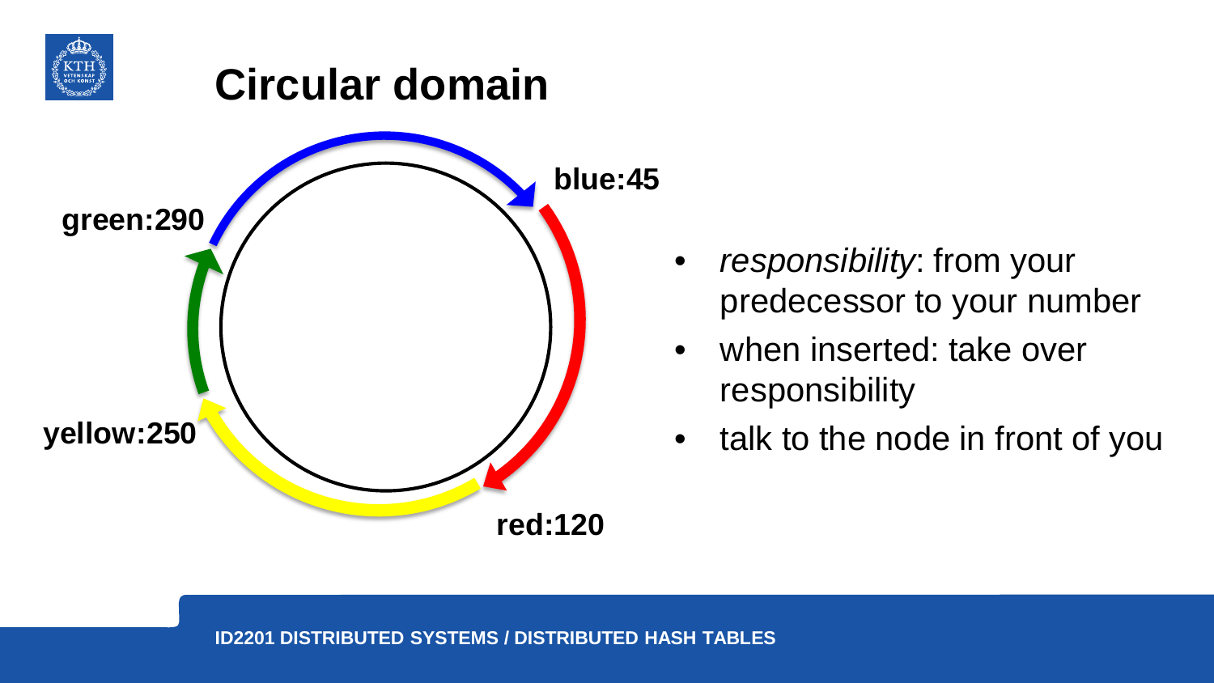# Circular domain

green:290

blue:45

yellow:250

red:120

- *responsibility*: from your predecessor to your number
- when inserted: take over responsibility
- talk to the node in front of you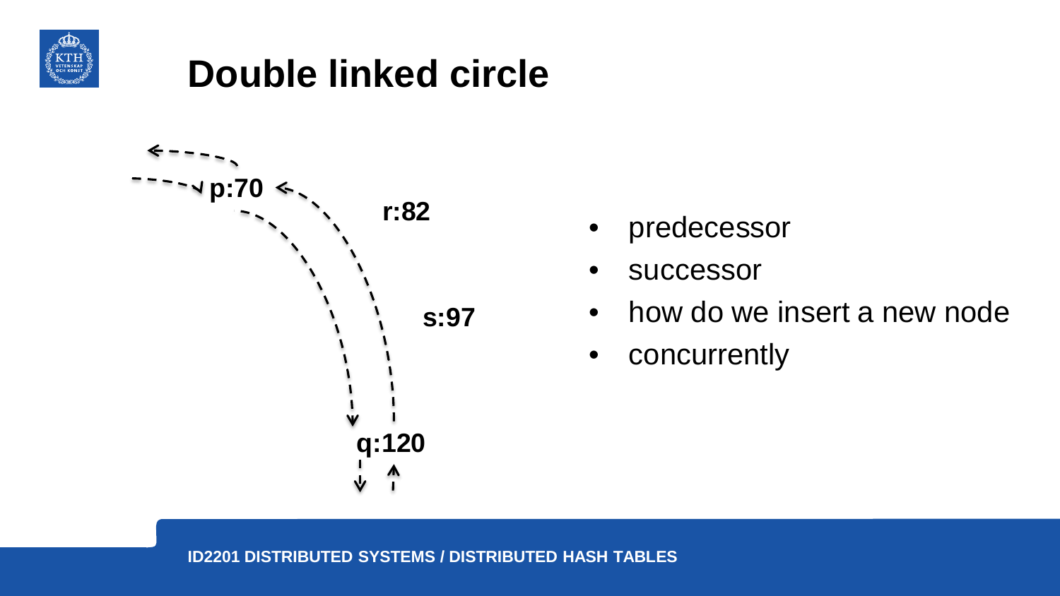# Double linked circle

p:70

r:82

s:97

q:120

- predecessor
- successor
- how do we insert a new node
- concurrently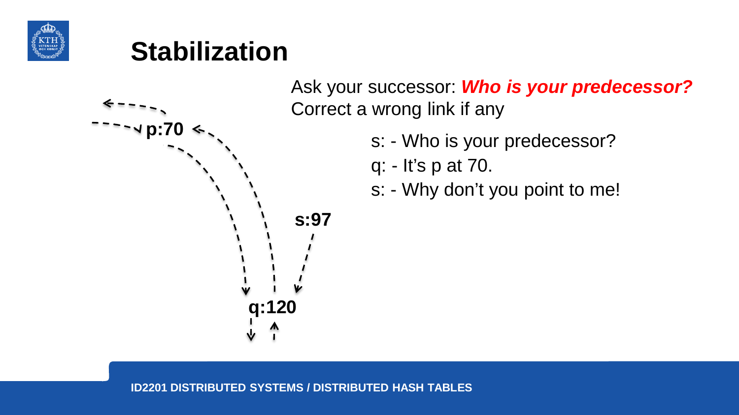# Stabilization

Ask your successor: ***Who is your predecessor?***
Correct a wrong link if any

s: - Who is your predecessor?
q: - It's p at 70.
s: - Why don't you point to me!

**p:70**

**s:97**

**q:120**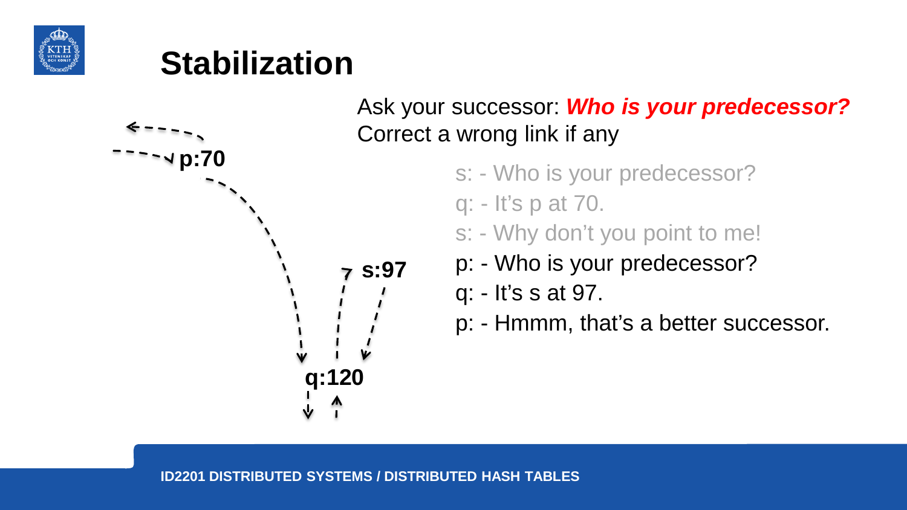# Stabilization

Ask your successor: ***Who is your predecessor?***
Correct a wrong link if any

p:70

s:97

q:120

s: - Who is your predecessor?

q: - It's p at 70.

s: - Why don't you point to me!

p: - Who is your predecessor?

q: - It's s at 97.

p: - Hmmm, that's a better successor.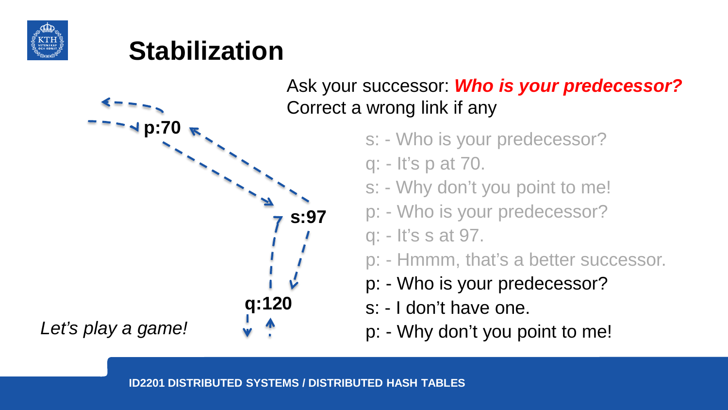# Stabilization

Ask your successor: ***Who is your predecessor?***
Correct a wrong link if any

p:70

s:97

q:120

*Let's play a game!*

s: - Who is your predecessor?
q: - It's p at 70.
s: - Why don't you point to me!
p: - Who is your predecessor?
q: - It's s at 97.
p: - Hmmm, that's a better successor.
p: - Who is your predecessor?
s: - I don't have one.
p: - Why don't you point to me!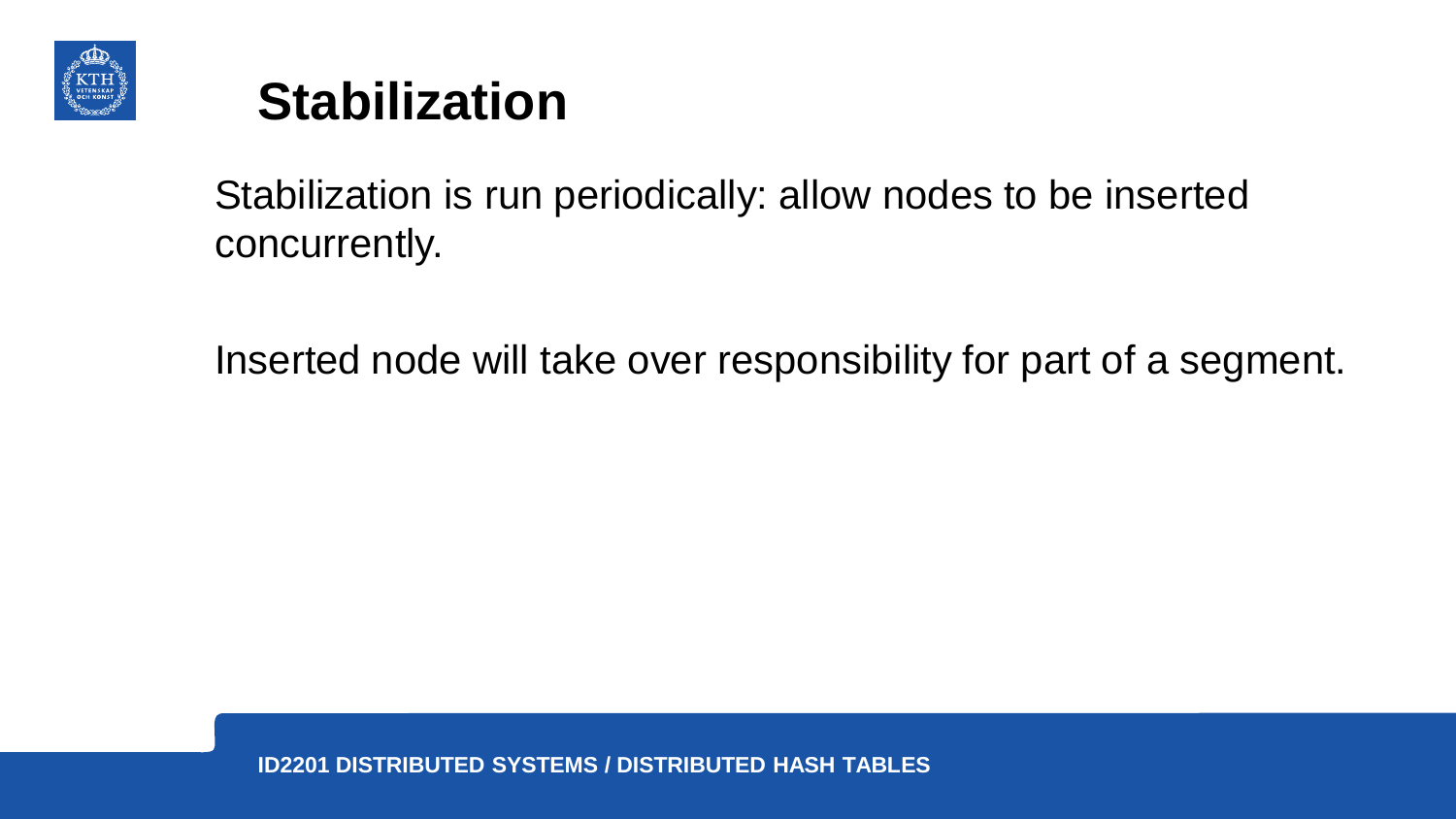# Stabilization

Stabilization is run periodically: allow nodes to be inserted concurrently.

Inserted node will take over responsibility for part of a segment.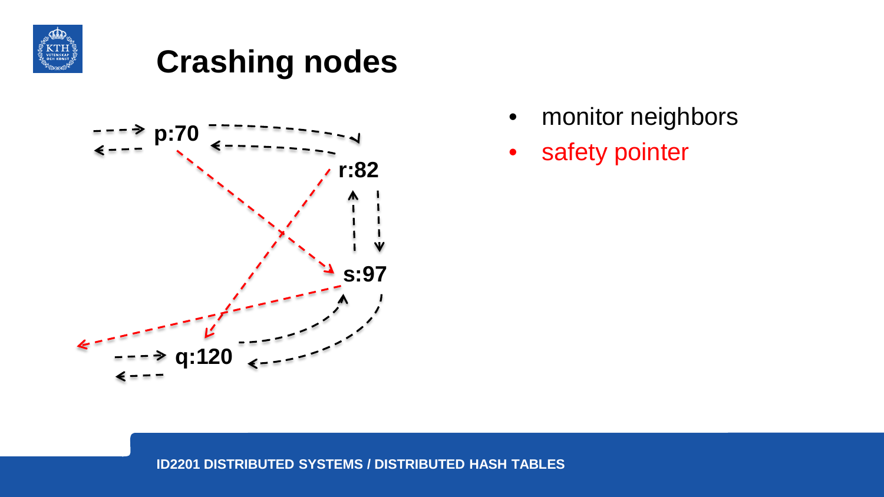# Crashing nodes

p:70

r:82

s:97

q:120

- monitor neighbors
- safety pointer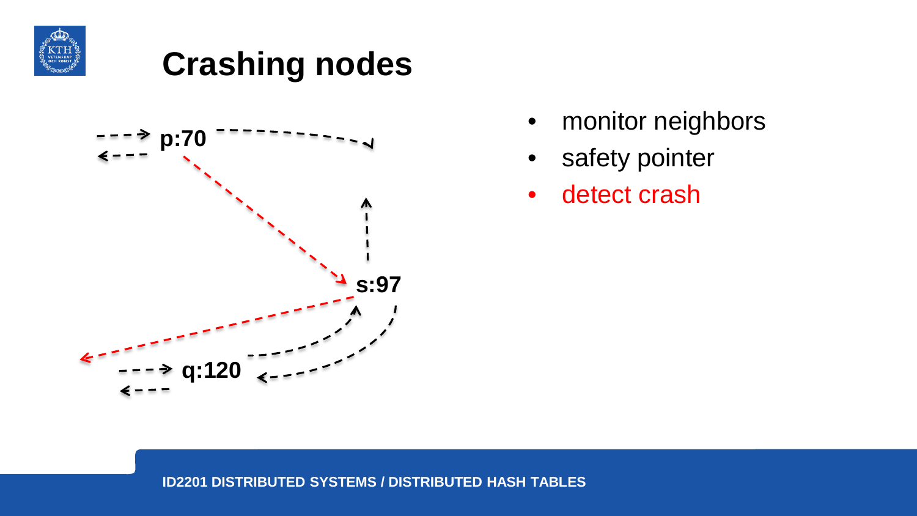# Crashing nodes

p:70

s:97

q:120

- monitor neighbors
- safety pointer
- detect crash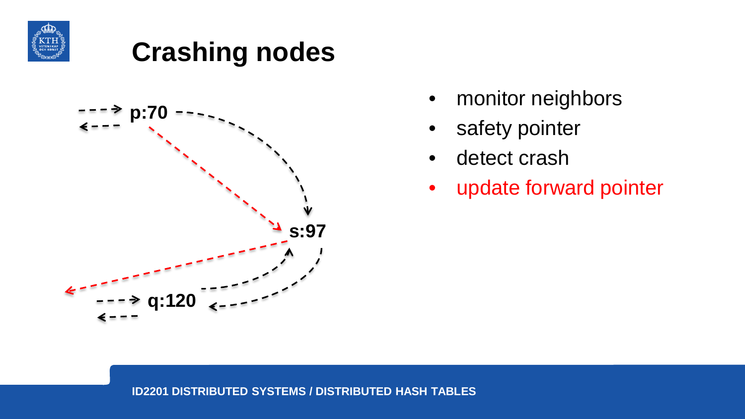# Crashing nodes

p:70

s:97

q:120

- monitor neighbors
- safety pointer
- detect crash
- update forward pointer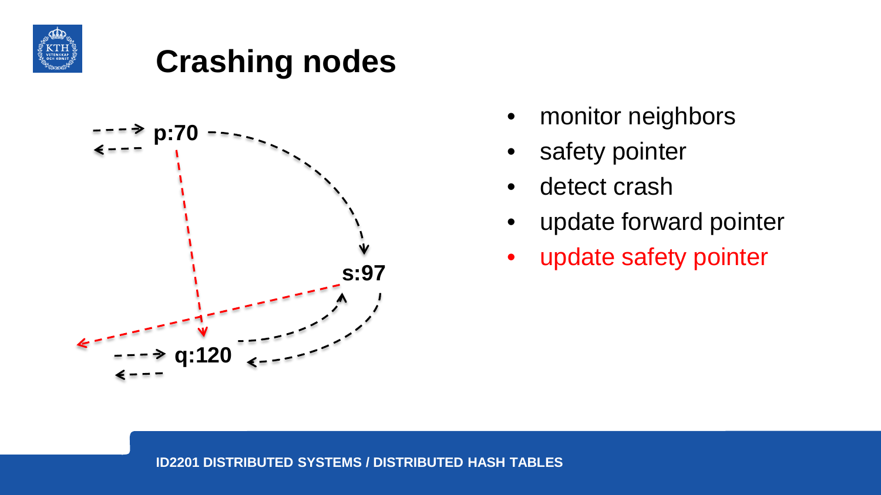# Crashing nodes

p:70

s:97

q:120

- monitor neighbors
- safety pointer
- detect crash
- update forward pointer
- update safety pointer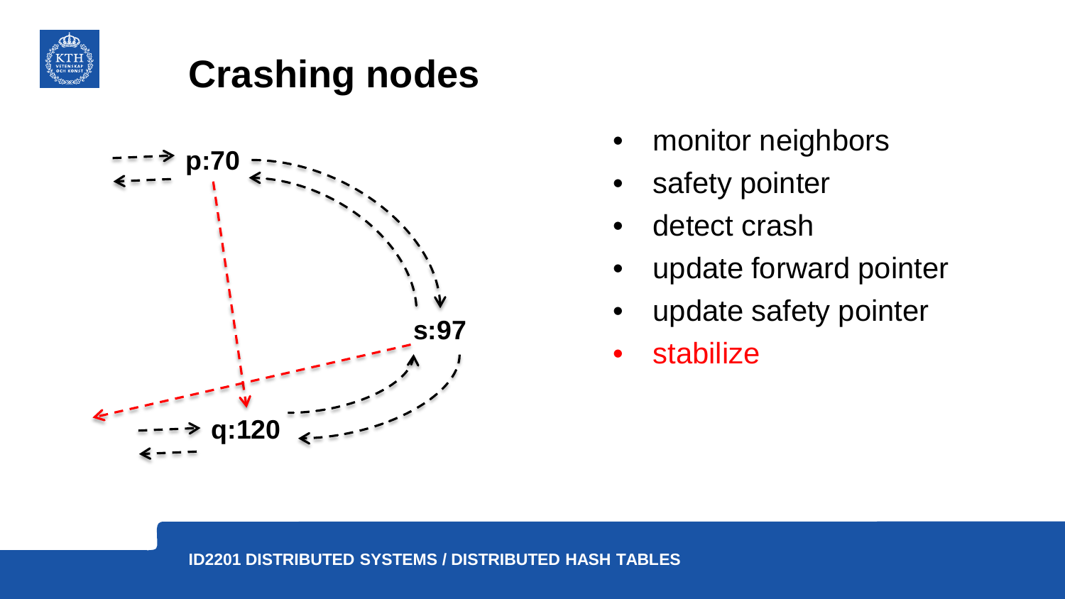# Crashing nodes

p:70

s:97

q:120

- monitor neighbors
- safety pointer
- detect crash
- update forward pointer
- update safety pointer
- stabilize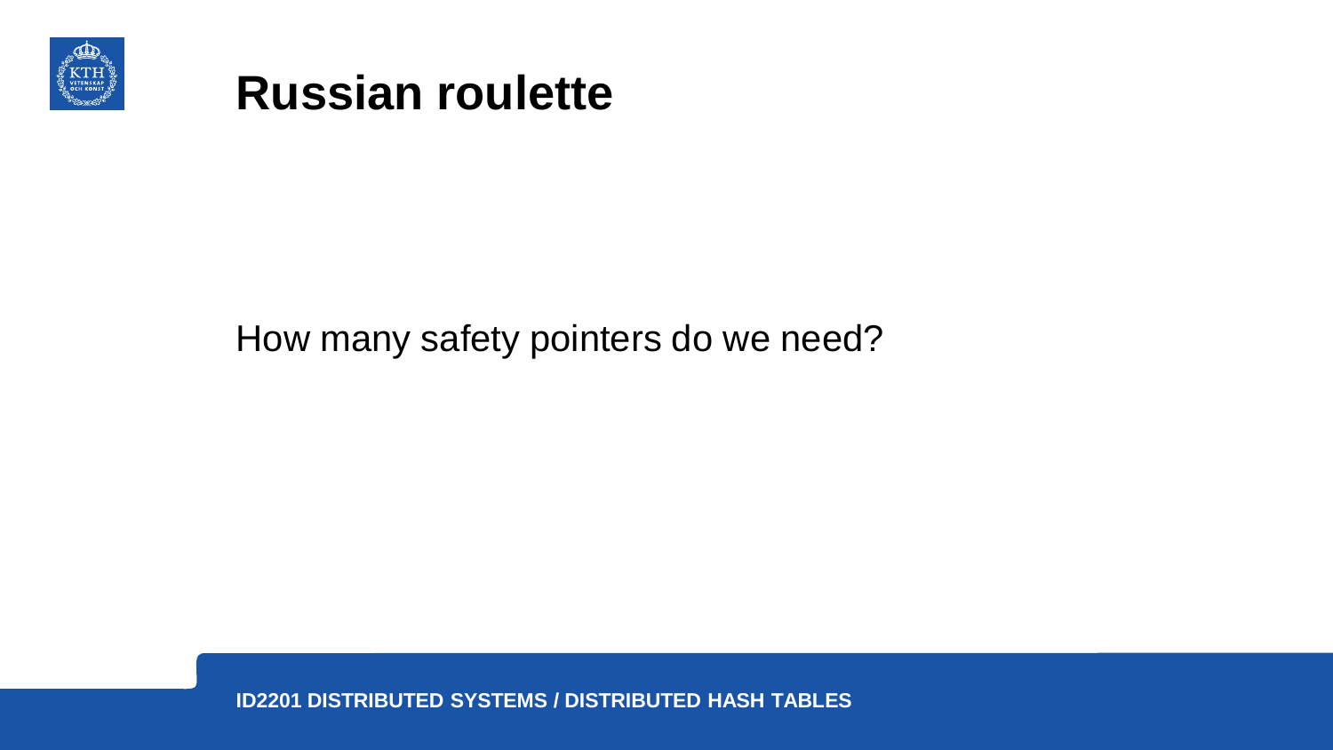# Russian roulette

How many safety pointers do we need?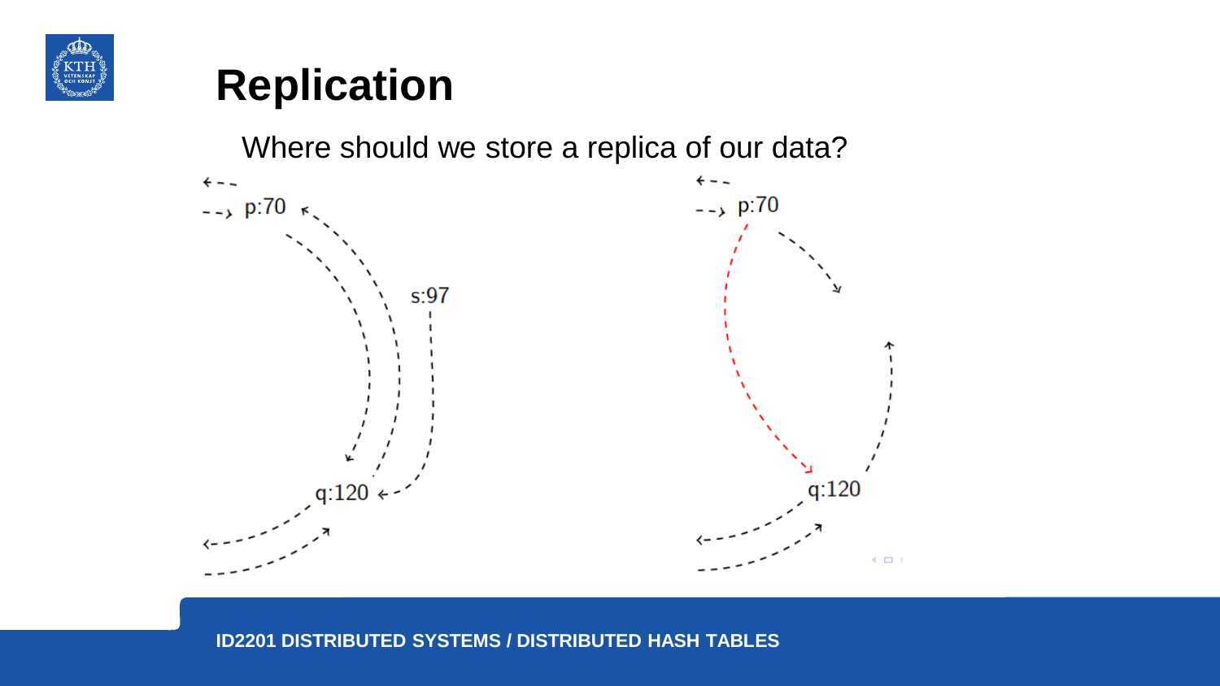# Replication

Where should we store a replica of our data?

p:70

s:97

q:120

p:70

q:120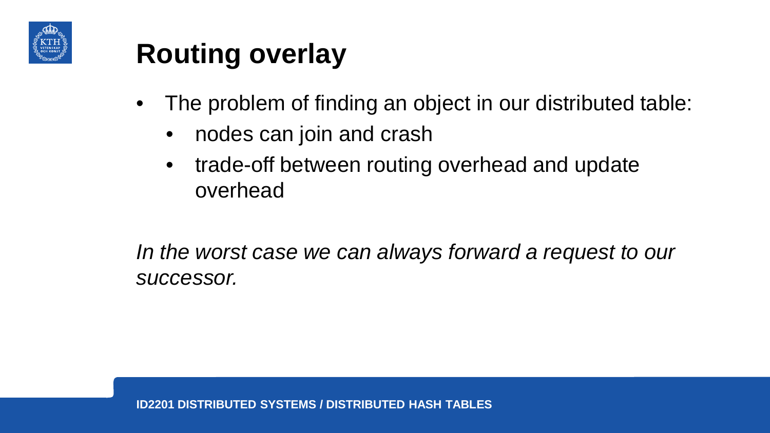# Routing overlay

- The problem of finding an object in our distributed table:
  - nodes can join and crash
  - trade-off between routing overhead and update overhead

*In the worst case we can always forward a request to our successor.*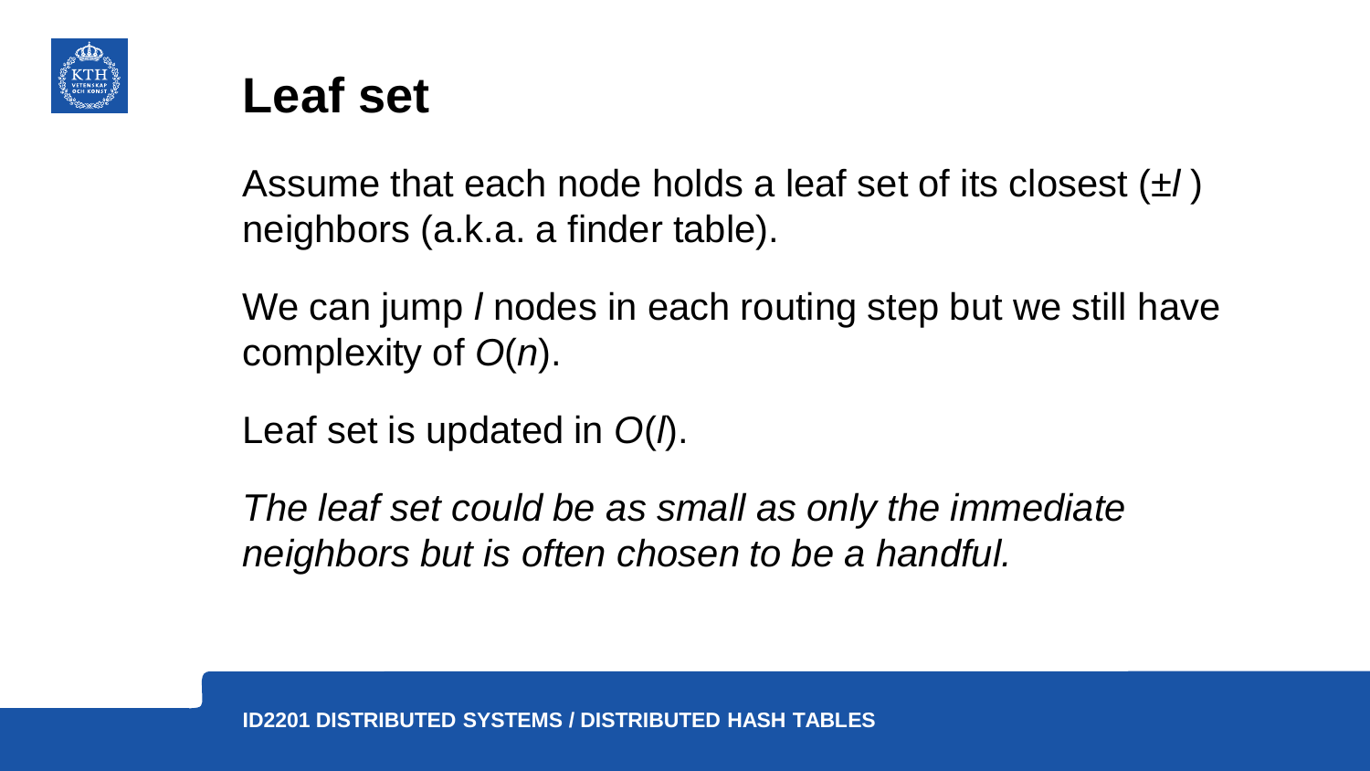# Leaf set

Assume that each node holds a leaf set of its closest ($\pm l$ ) neighbors (a.k.a. a finder table).

We can jump $l$ nodes in each routing step but we still have complexity of $O(n)$.

Leaf set is updated in $O(l)$.

*The leaf set could be as small as only the immediate neighbors but is often chosen to be a handful.*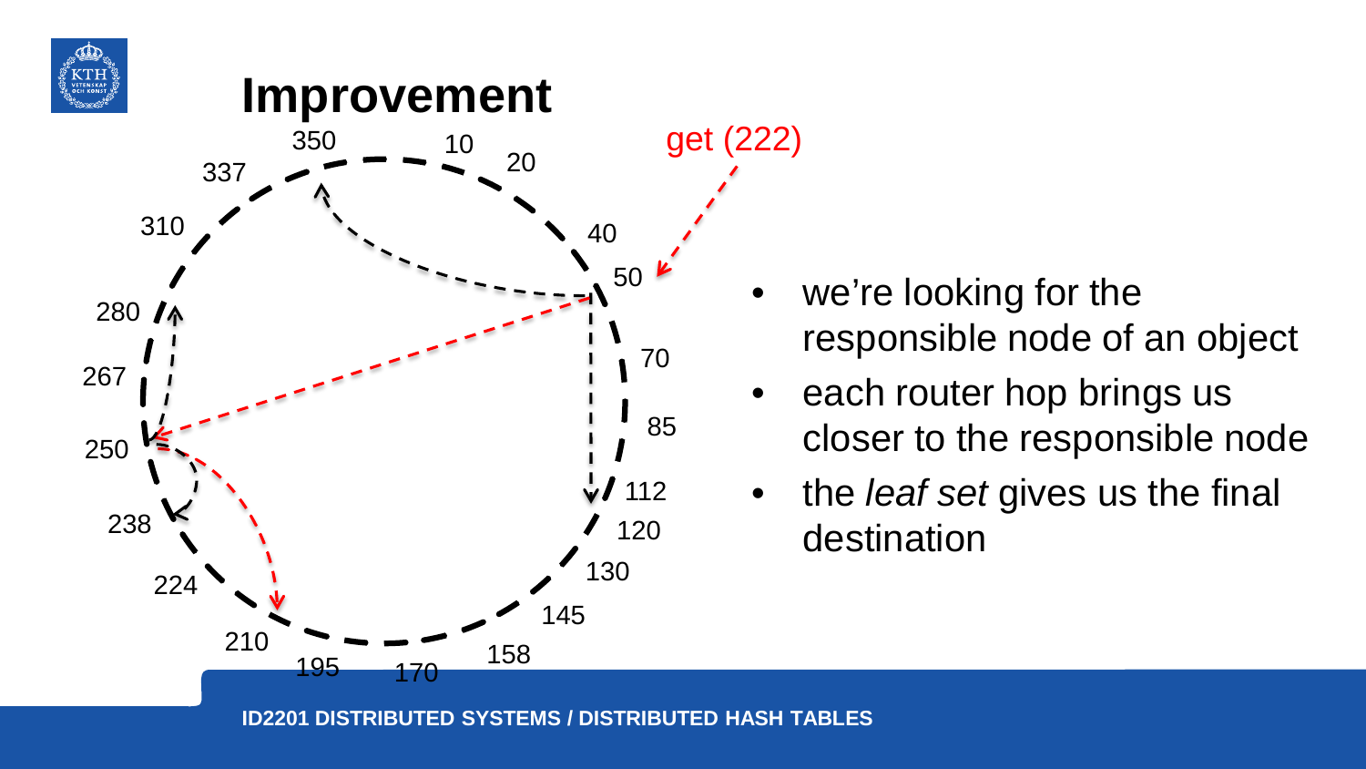# Improvement

get (222)

- we're looking for the responsible node of an object
- each router hop brings us closer to the responsible node
- the *leaf set* gives us the final destination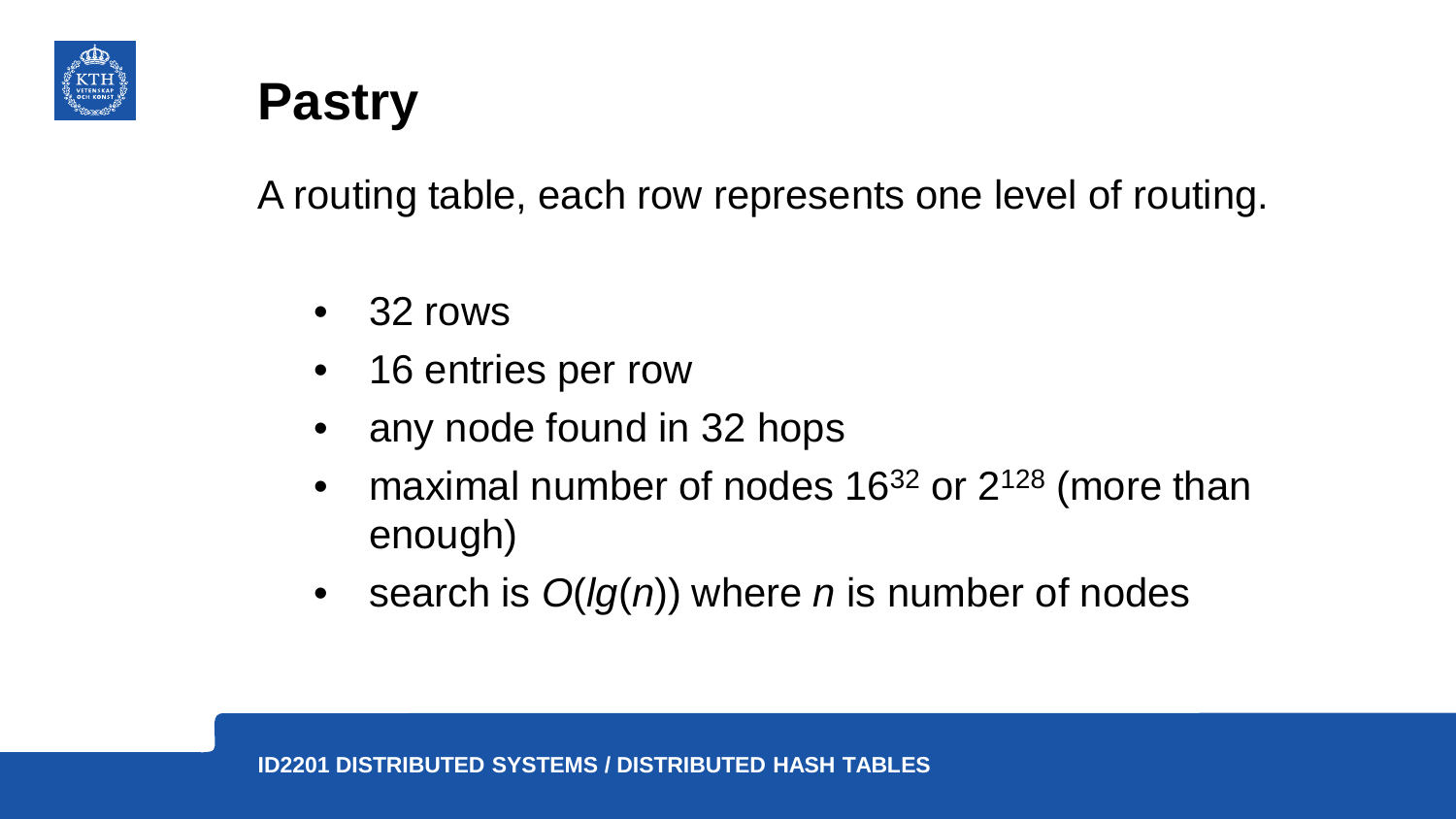# Pastry

A routing table, each row represents one level of routing.

- 32 rows
- 16 entries per row
- any node found in 32 hops
- maximal number of nodes $16^{32}$ or $2^{128}$ (more than enough)
- search is $O(lg(n))$ where $n$ is number of nodes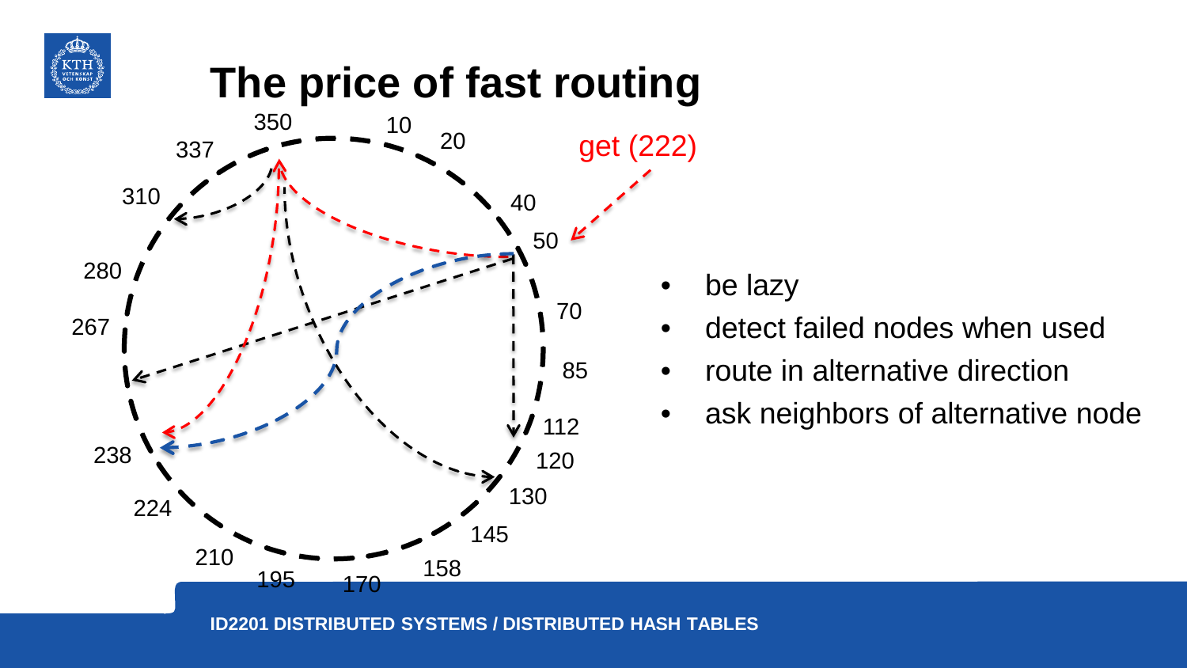# The price of fast routing

get (222)

350, 10, 20, 40, 50, 70, 85, 112, 120, 130, 145, 158, 170, 195, 210, 224, 238, 267, 280, 310, 337

- be lazy
- detect failed nodes when used
- route in alternative direction
- ask neighbors of alternative node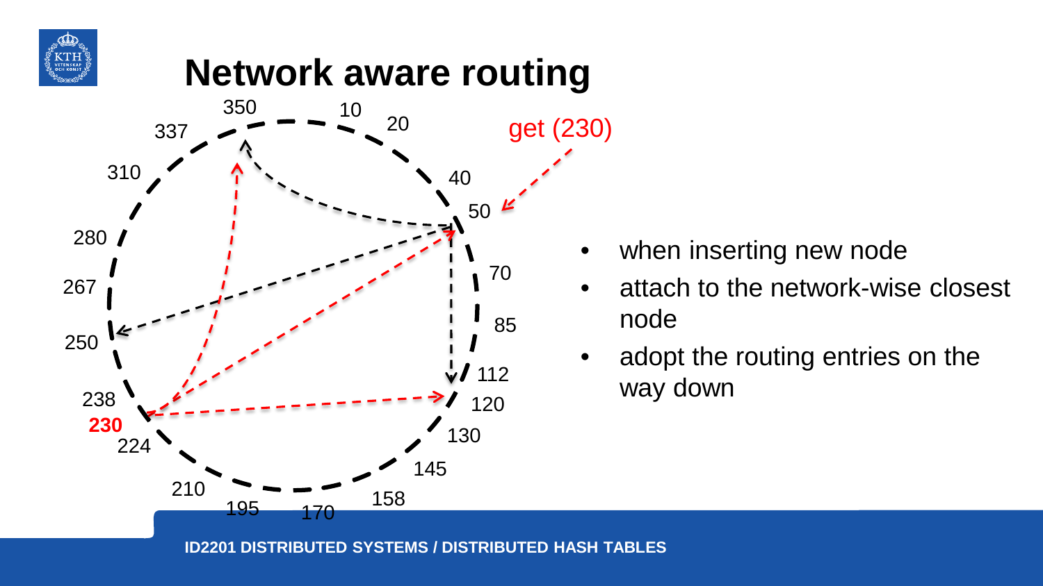# Network aware routing

- when inserting new node
- attach to the network-wise closest node
- adopt the routing entries on the way down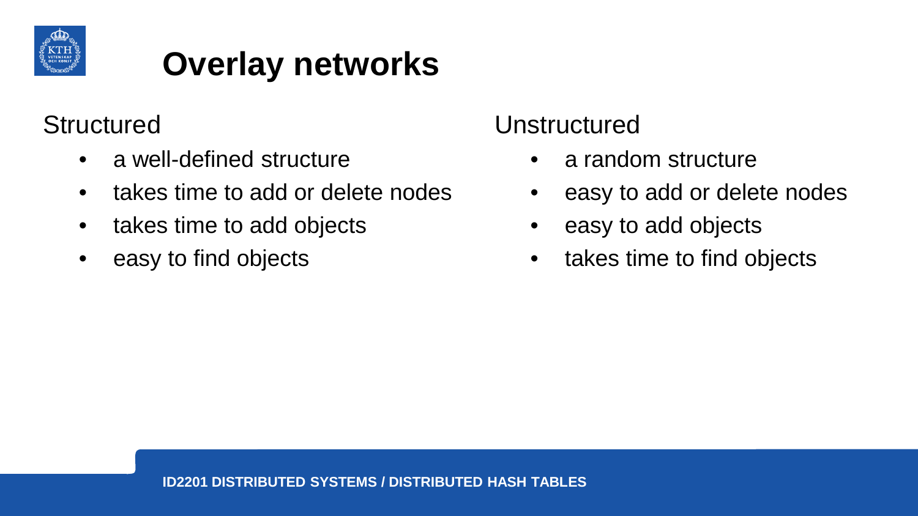# Overlay networks

## Structured

- a well-defined structure
- takes time to add or delete nodes
- takes time to add objects
- easy to find objects

## Unstructured

- a random structure
- easy to add or delete nodes
- easy to add objects
- takes time to find objects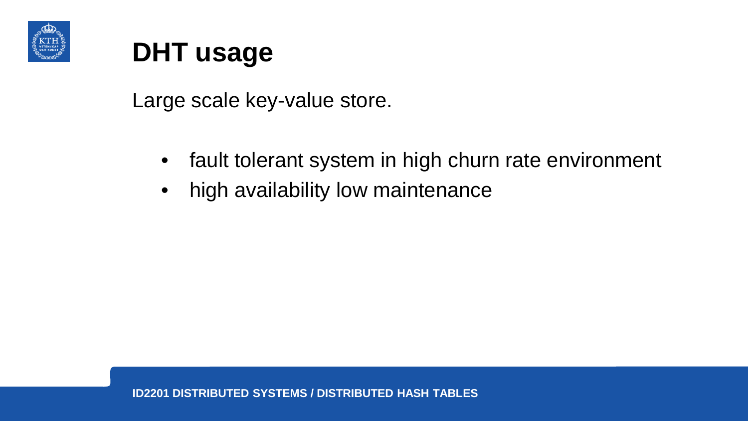# DHT usage

Large scale key-value store.

- fault tolerant system in high churn rate environment
- high availability low maintenance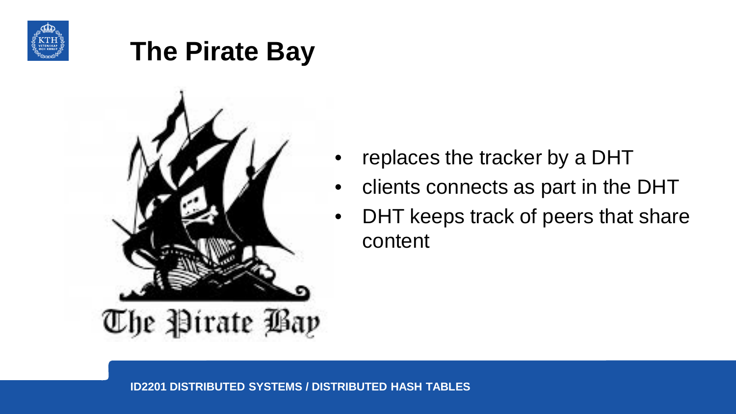# The Pirate Bay

- replaces the tracker by a DHT
- clients connects as part in the DHT
- DHT keeps track of peers that share content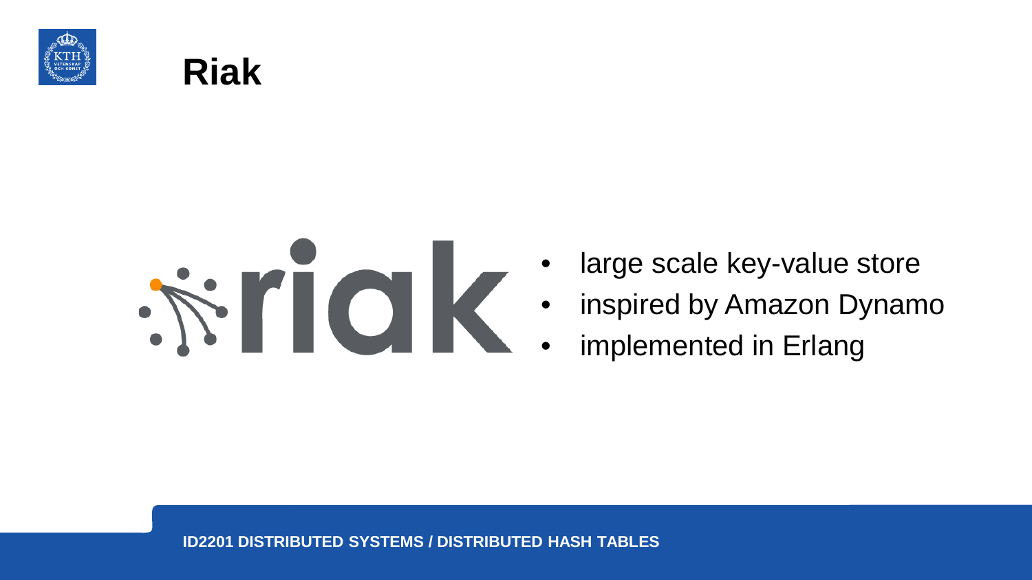# Riak

- large scale key-value store
- inspired by Amazon Dynamo
- implemented in Erlang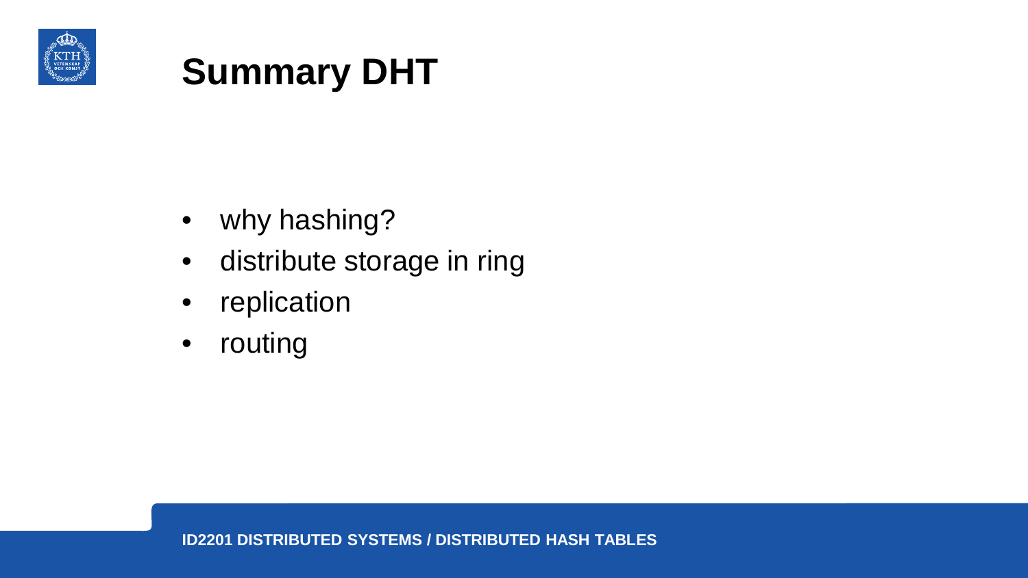# Summary DHT

- why hashing?
- distribute storage in ring
- replication
- routing